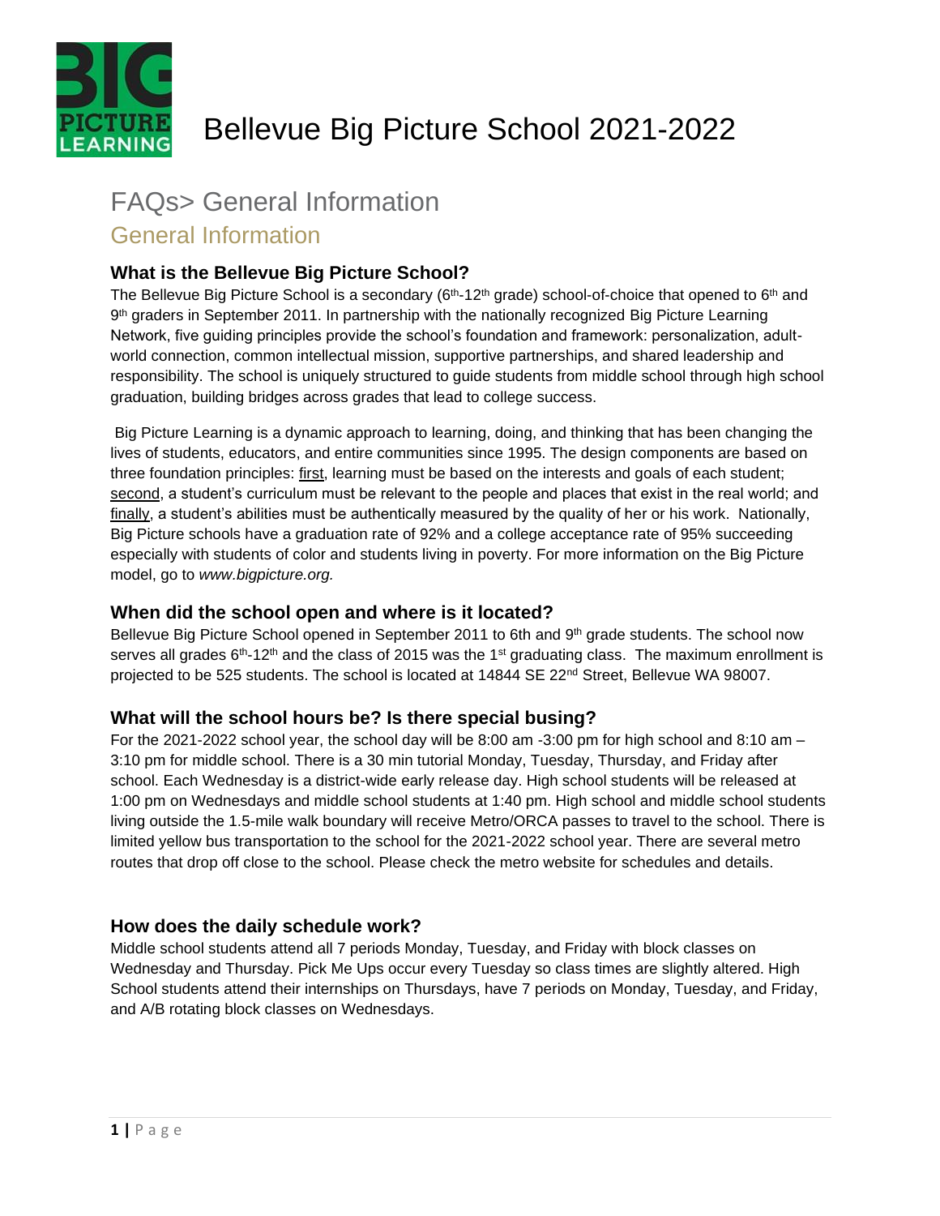# Bellevue Big Picture School 2021-2022

## FAQs> General Information

### General Information

#### What is the Bellevue Big Picture School?

The Bellevue Big Picture School is a secondary (6th-12th grade) school-of-choice that opened to 6th and 9th graders in September 2011. In partnership with the nationally recognized Big Picture Learning Network, five guiding principles provide the school's foundation and framework: personalization, adult-world connection, common intellectual mission, supportive partnerships, and shared leadership and responsibility. The school is uniquely structured to guide students from middle school through high school graduation, building bridges across grades that lead to college success.

Big Picture Learning is a dynamic approach to learning, doing, and thinking that has been changing the lives of students, educators, and entire communities since 1995. The design components are based on three foundation principles: first, learning must be based on the interests and goals of each student; second, a student's curriculum must be relevant to the people and places that exist in the real world; and finally, a student's abilities must be authentically measured by the quality of her or his work. Nationally, Big Picture schools have a graduation rate of 92% and a college acceptance rate of 95% succeeding especially with students of color and students living in poverty. For more information on the Big Picture model, go to *www.bigpicture.org.*

#### When did the school open and where is it located?

Bellevue Big Picture School opened in September 2011 to 6th and 9th grade students. The school now serves all grades 6th-12th and the class of 2015 was the 1st graduating class. The maximum enrollment is projected to be 525 students. The school is located at 14844 SE 22nd Street, Bellevue WA 98007.

#### What will the school hours be? Is there special busing?

For the 2021-2022 school year, the school day will be 8:00 am -3:00 pm for high school and 8:10 am – 3:10 pm for middle school. There is a 30 min tutorial Monday, Tuesday, Thursday, and Friday after school. Each Wednesday is a district-wide early release day. High school students will be released at 1:00 pm on Wednesdays and middle school students at 1:40 pm. High school and middle school students living outside the 1.5-mile walk boundary will receive Metro/ORCA passes to travel to the school. There is limited yellow bus transportation to the school for the 2021-2022 school year. There are several metro routes that drop off close to the school. Please check the metro website for schedules and details.

#### How does the daily schedule work?

Middle school students attend all 7 periods Monday, Tuesday, and Friday with block classes on Wednesday and Thursday. Pick Me Ups occur every Tuesday so class times are slightly altered. High School students attend their internships on Thursdays, have 7 periods on Monday, Tuesday, and Friday, and A/B rotating block classes on Wednesdays.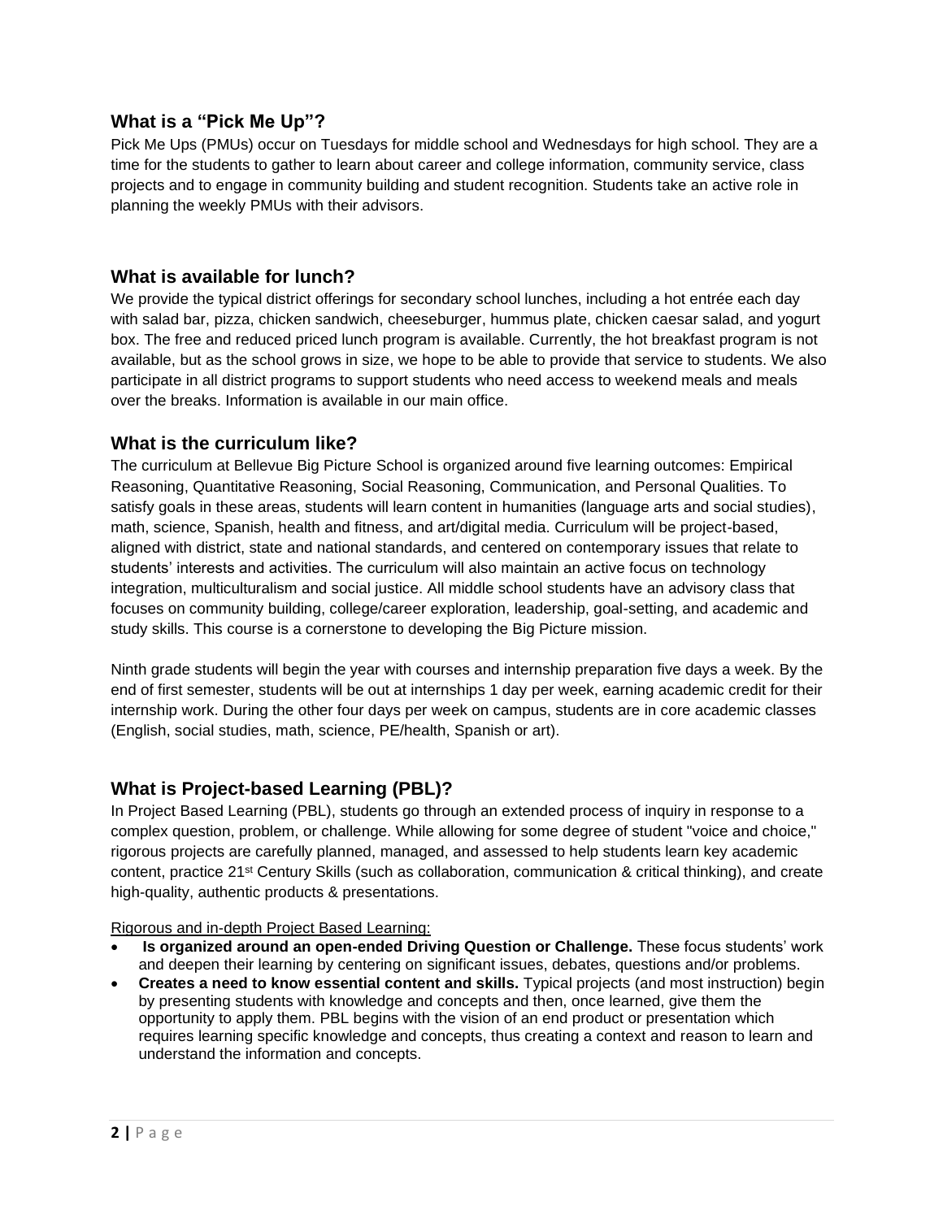## What is a “Pick Me Up”?

Pick Me Ups (PMUs) occur on Tuesdays for middle school and Wednesdays for high school. They are a time for the students to gather to learn about career and college information, community service, class projects and to engage in community building and student recognition. Students take an active role in planning the weekly PMUs with their advisors.

## What is available for lunch?

We provide the typical district offerings for secondary school lunches, including a hot entrée each day with salad bar, pizza, chicken sandwich, cheeseburger, hummus plate, chicken caesar salad, and yogurt box. The free and reduced priced lunch program is available. Currently, the hot breakfast program is not available, but as the school grows in size, we hope to be able to provide that service to students. We also participate in all district programs to support students who need access to weekend meals and meals over the breaks. Information is available in our main office.

## What is the curriculum like?

The curriculum at Bellevue Big Picture School is organized around five learning outcomes: Empirical Reasoning, Quantitative Reasoning, Social Reasoning, Communication, and Personal Qualities. To satisfy goals in these areas, students will learn content in humanities (language arts and social studies), math, science, Spanish, health and fitness, and art/digital media. Curriculum will be project-based, aligned with district, state and national standards, and centered on contemporary issues that relate to students’ interests and activities. The curriculum will also maintain an active focus on technology integration, multiculturalism and social justice. All middle school students have an advisory class that focuses on community building, college/career exploration, leadership, goal-setting, and academic and study skills. This course is a cornerstone to developing the Big Picture mission.

Ninth grade students will begin the year with courses and internship preparation five days a week. By the end of first semester, students will be out at internships 1 day per week, earning academic credit for their internship work. During the other four days per week on campus, students are in core academic classes (English, social studies, math, science, PE/health, Spanish or art).

## What is Project-based Learning (PBL)?

In Project Based Learning (PBL), students go through an extended process of inquiry in response to a complex question, problem, or challenge. While allowing for some degree of student "voice and choice," rigorous projects are carefully planned, managed, and assessed to help students learn key academic content, practice 21st Century Skills (such as collaboration, communication & critical thinking), and create high-quality, authentic products & presentations.

Rigorous and in-depth Project Based Learning:

- **Is organized around an open-ended Driving Question or Challenge.** These focus students’ work and deepen their learning by centering on significant issues, debates, questions and/or problems.
- **Creates a need to know essential content and skills.** Typical projects (and most instruction) begin by presenting students with knowledge and concepts and then, once learned, give them the opportunity to apply them. PBL begins with the vision of an end product or presentation which requires learning specific knowledge and concepts, thus creating a context and reason to learn and understand the information and concepts.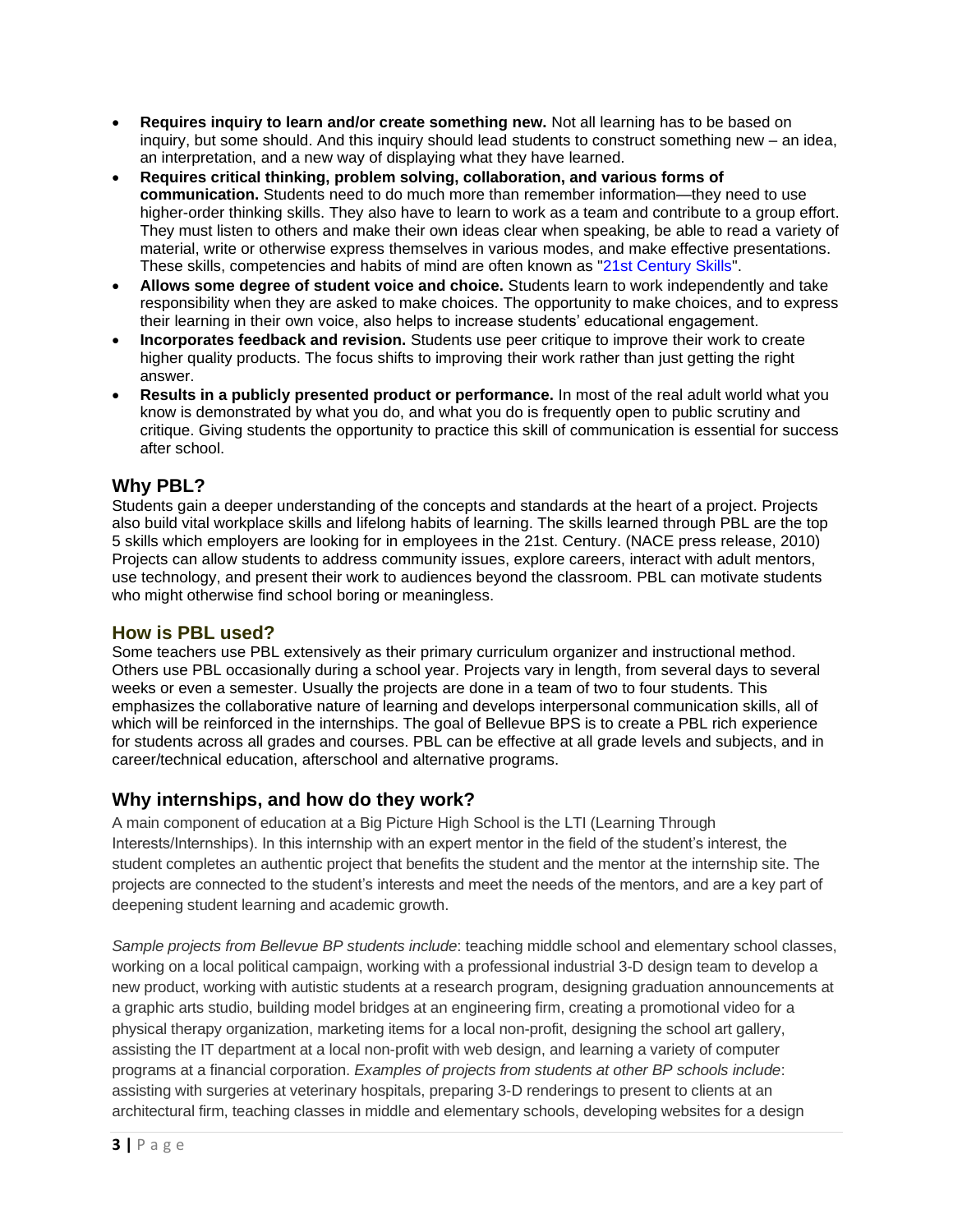- **Requires inquiry to learn and/or create something new.** Not all learning has to be based on inquiry, but some should. And this inquiry should lead students to construct something new – an idea, an interpretation, and a new way of displaying what they have learned.
- **Requires critical thinking, problem solving, collaboration, and various forms of communication.** Students need to do much more than remember information—they need to use higher-order thinking skills. They also have to learn to work as a team and contribute to a group effort. They must listen to others and make their own ideas clear when speaking, be able to read a variety of material, write or otherwise express themselves in various modes, and make effective presentations. These skills, competencies and habits of mind are often known as "21st Century Skills".
- **Allows some degree of student voice and choice.** Students learn to work independently and take responsibility when they are asked to make choices. The opportunity to make choices, and to express their learning in their own voice, also helps to increase students' educational engagement.
- **Incorporates feedback and revision.** Students use peer critique to improve their work to create higher quality products. The focus shifts to improving their work rather than just getting the right answer.
- **Results in a publicly presented product or performance.** In most of the real adult world what you know is demonstrated by what you do, and what you do is frequently open to public scrutiny and critique. Giving students the opportunity to practice this skill of communication is essential for success after school.

## Why PBL?

Students gain a deeper understanding of the concepts and standards at the heart of a project. Projects also build vital workplace skills and lifelong habits of learning. The skills learned through PBL are the top 5 skills which employers are looking for in employees in the 21st. Century. (NACE press release, 2010) Projects can allow students to address community issues, explore careers, interact with adult mentors, use technology, and present their work to audiences beyond the classroom. PBL can motivate students who might otherwise find school boring or meaningless.

## How is PBL used?

Some teachers use PBL extensively as their primary curriculum organizer and instructional method. Others use PBL occasionally during a school year. Projects vary in length, from several days to several weeks or even a semester. Usually the projects are done in a team of two to four students. This emphasizes the collaborative nature of learning and develops interpersonal communication skills, all of which will be reinforced in the internships. The goal of Bellevue BPS is to create a PBL rich experience for students across all grades and courses. PBL can be effective at all grade levels and subjects, and in career/technical education, afterschool and alternative programs.

## Why internships, and how do they work?

A main component of education at a Big Picture High School is the LTI (Learning Through Interests/Internships). In this internship with an expert mentor in the field of the student's interest, the student completes an authentic project that benefits the student and the mentor at the internship site. The projects are connected to the student's interests and meet the needs of the mentors, and are a key part of deepening student learning and academic growth.

*Sample projects from Bellevue BP students include*: teaching middle school and elementary school classes, working on a local political campaign, working with a professional industrial 3-D design team to develop a new product, working with autistic students at a research program, designing graduation announcements at a graphic arts studio, building model bridges at an engineering firm, creating a promotional video for a physical therapy organization, marketing items for a local non-profit, designing the school art gallery, assisting the IT department at a local non-profit with web design, and learning a variety of computer programs at a financial corporation. *Examples of projects from students at other BP schools include*: assisting with surgeries at veterinary hospitals, preparing 3-D renderings to present to clients at an architectural firm, teaching classes in middle and elementary schools, developing websites for a design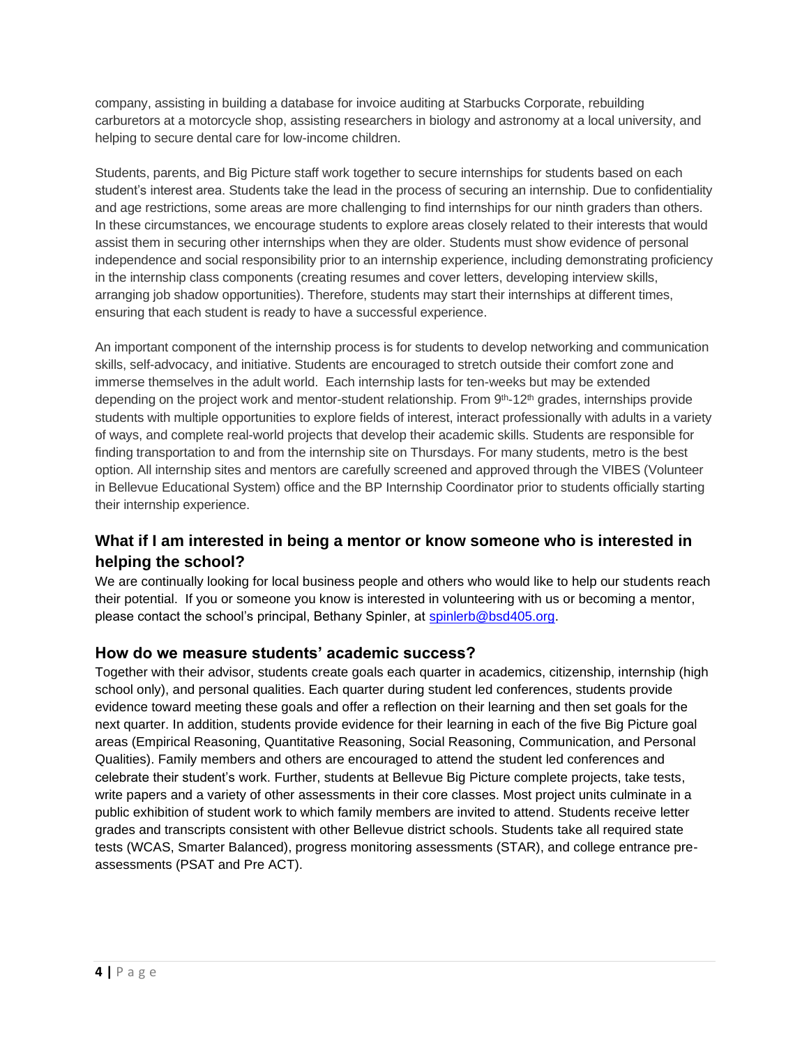company, assisting in building a database for invoice auditing at Starbucks Corporate, rebuilding carburetors at a motorcycle shop, assisting researchers in biology and astronomy at a local university, and helping to secure dental care for low-income children.

Students, parents, and Big Picture staff work together to secure internships for students based on each student's interest area. Students take the lead in the process of securing an internship. Due to confidentiality and age restrictions, some areas are more challenging to find internships for our ninth graders than others. In these circumstances, we encourage students to explore areas closely related to their interests that would assist them in securing other internships when they are older. Students must show evidence of personal independence and social responsibility prior to an internship experience, including demonstrating proficiency in the internship class components (creating resumes and cover letters, developing interview skills, arranging job shadow opportunities). Therefore, students may start their internships at different times, ensuring that each student is ready to have a successful experience.

An important component of the internship process is for students to develop networking and communication skills, self-advocacy, and initiative. Students are encouraged to stretch outside their comfort zone and immerse themselves in the adult world. Each internship lasts for ten-weeks but may be extended depending on the project work and mentor-student relationship. From 9th-12th grades, internships provide students with multiple opportunities to explore fields of interest, interact professionally with adults in a variety of ways, and complete real-world projects that develop their academic skills. Students are responsible for finding transportation to and from the internship site on Thursdays. For many students, metro is the best option. All internship sites and mentors are carefully screened and approved through the VIBES (Volunteer in Bellevue Educational System) office and the BP Internship Coordinator prior to students officially starting their internship experience.

## What if I am interested in being a mentor or know someone who is interested in helping the school?

We are continually looking for local business people and others who would like to help our students reach their potential. If you or someone you know is interested in volunteering with us or becoming a mentor, please contact the school's principal, Bethany Spinler, at [spinlerb@bsd405.org](mailto:spinlerb@bsd405.org).

## How do we measure students' academic success?

Together with their advisor, students create goals each quarter in academics, citizenship, internship (high school only), and personal qualities. Each quarter during student led conferences, students provide evidence toward meeting these goals and offer a reflection on their learning and then set goals for the next quarter. In addition, students provide evidence for their learning in each of the five Big Picture goal areas (Empirical Reasoning, Quantitative Reasoning, Social Reasoning, Communication, and Personal Qualities). Family members and others are encouraged to attend the student led conferences and celebrate their student's work. Further, students at Bellevue Big Picture complete projects, take tests, write papers and a variety of other assessments in their core classes. Most project units culminate in a public exhibition of student work to which family members are invited to attend. Students receive letter grades and transcripts consistent with other Bellevue district schools. Students take all required state tests (WCAS, Smarter Balanced), progress monitoring assessments (STAR), and college entrance pre-assessments (PSAT and Pre ACT).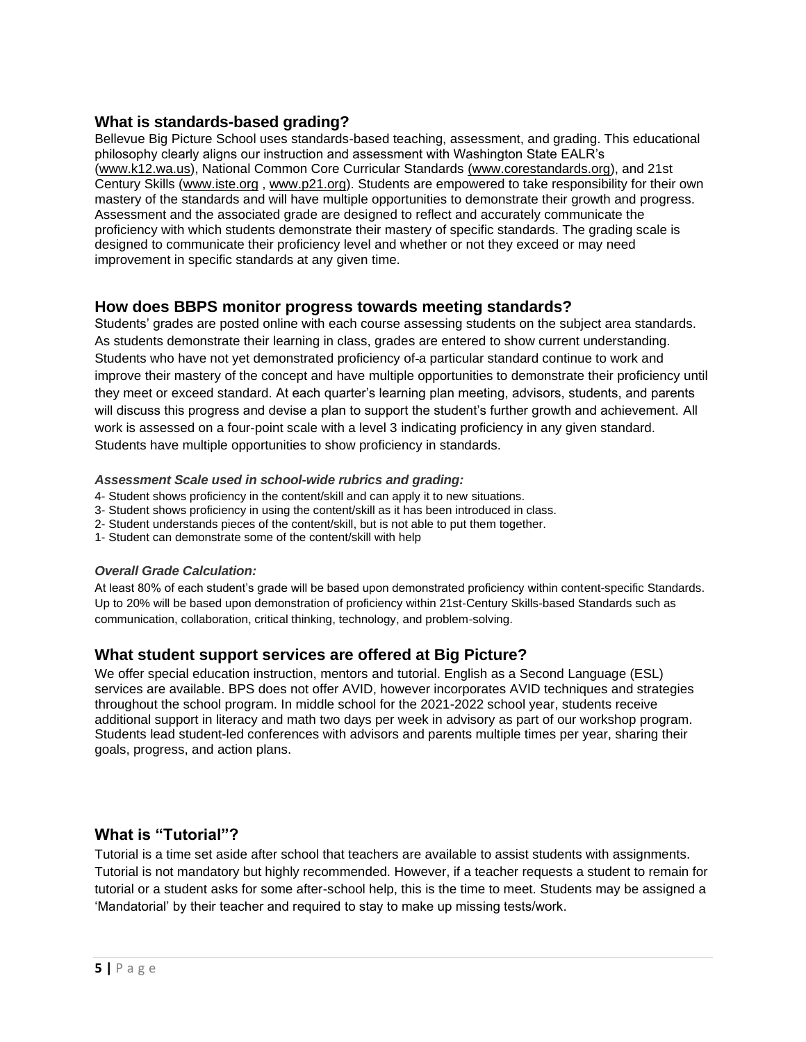## What is standards-based grading?

Bellevue Big Picture School uses standards-based teaching, assessment, and grading. This educational philosophy clearly aligns our instruction and assessment with Washington State EALR's (www.k12.wa.us), National Common Core Curricular Standards (www.corestandards.org), and 21st Century Skills (www.iste.org , www.p21.org). Students are empowered to take responsibility for their own mastery of the standards and will have multiple opportunities to demonstrate their growth and progress. Assessment and the associated grade are designed to reflect and accurately communicate the proficiency with which students demonstrate their mastery of specific standards. The grading scale is designed to communicate their proficiency level and whether or not they exceed or may need improvement in specific standards at any given time.

## How does BBPS monitor progress towards meeting standards?

Students' grades are posted online with each course assessing students on the subject area standards. As students demonstrate their learning in class, grades are entered to show current understanding. Students who have not yet demonstrated proficiency of a particular standard continue to work and improve their mastery of the concept and have multiple opportunities to demonstrate their proficiency until they meet or exceed standard. At each quarter's learning plan meeting, advisors, students, and parents will discuss this progress and devise a plan to support the student's further growth and achievement. All work is assessed on a four-point scale with a level 3 indicating proficiency in any given standard. Students have multiple opportunities to show proficiency in standards.

***Assessment Scale used in school-wide rubrics and grading:***

4- Student shows proficiency in the content/skill and can apply it to new situations.
3- Student shows proficiency in using the content/skill as it has been introduced in class.
2- Student understands pieces of the content/skill, but is not able to put them together.
1- Student can demonstrate some of the content/skill with help

***Overall Grade Calculation:***

At least 80% of each student's grade will be based upon demonstrated proficiency within content-specific Standards. Up to 20% will be based upon demonstration of proficiency within 21st-Century Skills-based Standards such as communication, collaboration, critical thinking, technology, and problem-solving.

## What student support services are offered at Big Picture?

We offer special education instruction, mentors and tutorial. English as a Second Language (ESL) services are available. BPS does not offer AVID, however incorporates AVID techniques and strategies throughout the school program. In middle school for the 2021-2022 school year, students receive additional support in literacy and math two days per week in advisory as part of our workshop program. Students lead student-led conferences with advisors and parents multiple times per year, sharing their goals, progress, and action plans.

## What is "Tutorial"?

Tutorial is a time set aside after school that teachers are available to assist students with assignments. Tutorial is not mandatory but highly recommended. However, if a teacher requests a student to remain for tutorial or a student asks for some after-school help, this is the time to meet. Students may be assigned a 'Mandatorial' by their teacher and required to stay to make up missing tests/work.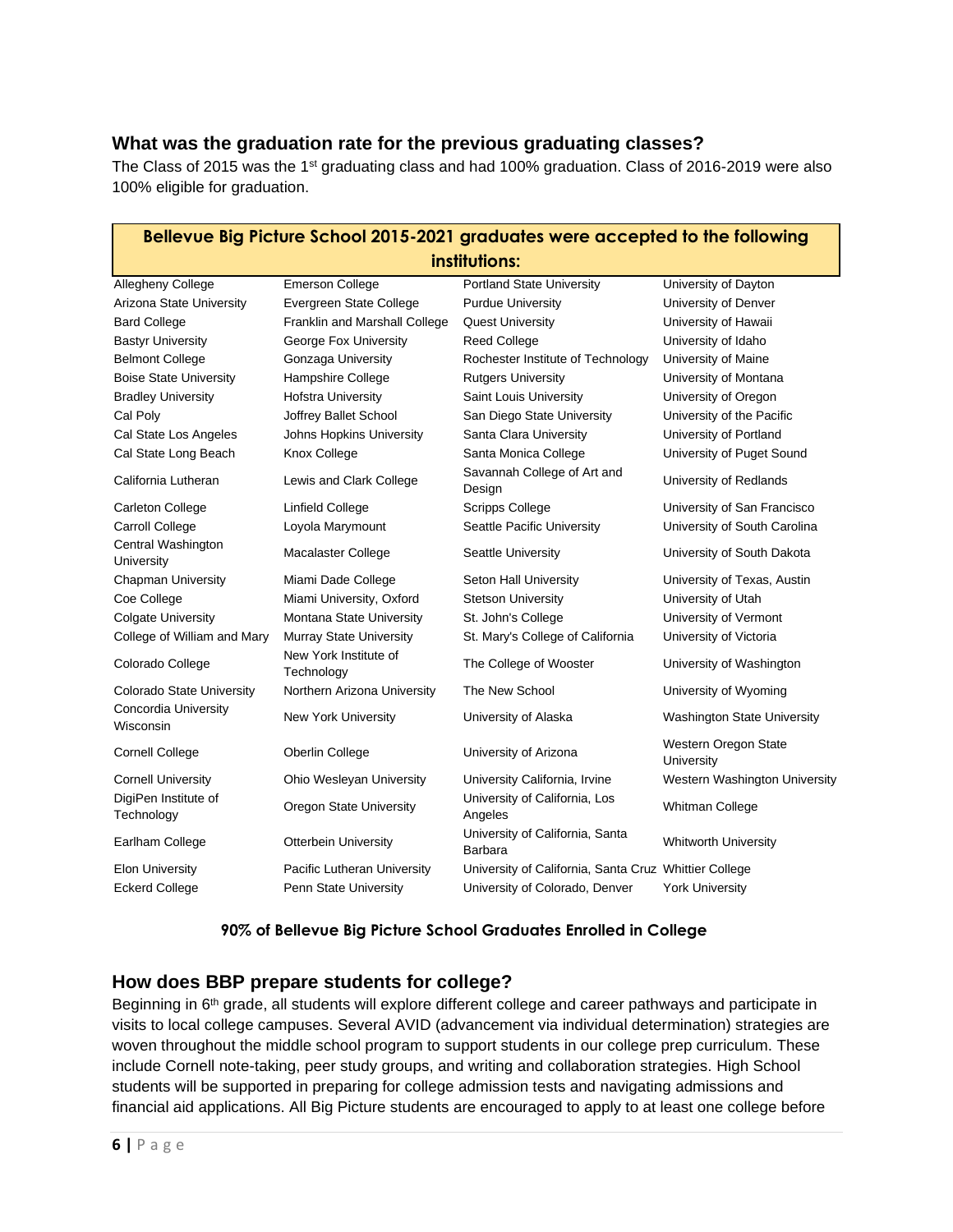## What was the graduation rate for the previous graduating classes?

The Class of 2015 was the 1st graduating class and had 100% graduation. Class of 2016-2019 were also 100% eligible for graduation.

| **Bellevue Big Picture School 2015-2021 graduates were accepted to the following institutions:** | | | |
|---|---|---|---|
| Allegheny College | Emerson College | Portland State University | University of Dayton |
| Arizona State University | Evergreen State College | Purdue University | University of Denver |
| Bard College | Franklin and Marshall College | Quest University | University of Hawaii |
| Bastyr University | George Fox University | Reed College | University of Idaho |
| Belmont College | Gonzaga University | Rochester Institute of Technology | University of Maine |
| Boise State University | Hampshire College | Rutgers University | University of Montana |
| Bradley University | Hofstra University | Saint Louis University | University of Oregon |
| Cal Poly | Joffrey Ballet School | San Diego State University | University of the Pacific |
| Cal State Los Angeles | Johns Hopkins University | Santa Clara University | University of Portland |
| Cal State Long Beach | Knox College | Santa Monica College | University of Puget Sound |
| California Lutheran | Lewis and Clark College | Savannah College of Art and Design | University of Redlands |
| Carleton College | Linfield College | Scripps College | University of San Francisco |
| Carroll College | Loyola Marymount | Seattle Pacific University | University of South Carolina |
| Central Washington University | Macalaster College | Seattle University | University of South Dakota |
| Chapman University | Miami Dade College | Seton Hall University | University of Texas, Austin |
| Coe College | Miami University, Oxford | Stetson University | University of Utah |
| Colgate University | Montana State University | St. John's College | University of Vermont |
| College of William and Mary | Murray State University | St. Mary's College of California | University of Victoria |
| Colorado College | New York Institute of Technology | The College of Wooster | University of Washington |
| Colorado State University | Northern Arizona University | The New School | University of Wyoming |
| Concordia University Wisconsin | New York University | University of Alaska | Washington State University |
| Cornell College | Oberlin College | University of Arizona | Western Oregon State University |
| Cornell University | Ohio Wesleyan University | University California, Irvine | Western Washington University |
| DigiPen Institute of Technology | Oregon State University | University of California, Los Angeles | Whitman College |
| Earlham College | Otterbein University | University of California, Santa Barbara | Whitworth University |
| Elon University | Pacific Lutheran University | University of California, Santa Cruz | Whittier College |
| Eckerd College | Penn State University | University of Colorado, Denver | York University |

**90% of Bellevue Big Picture School Graduates Enrolled in College**

## How does BBP prepare students for college?

Beginning in 6th grade, all students will explore different college and career pathways and participate in visits to local college campuses. Several AVID (advancement via individual determination) strategies are woven throughout the middle school program to support students in our college prep curriculum. These include Cornell note-taking, peer study groups, and writing and collaboration strategies. High School students will be supported in preparing for college admission tests and navigating admissions and financial aid applications. All Big Picture students are encouraged to apply to at least one college before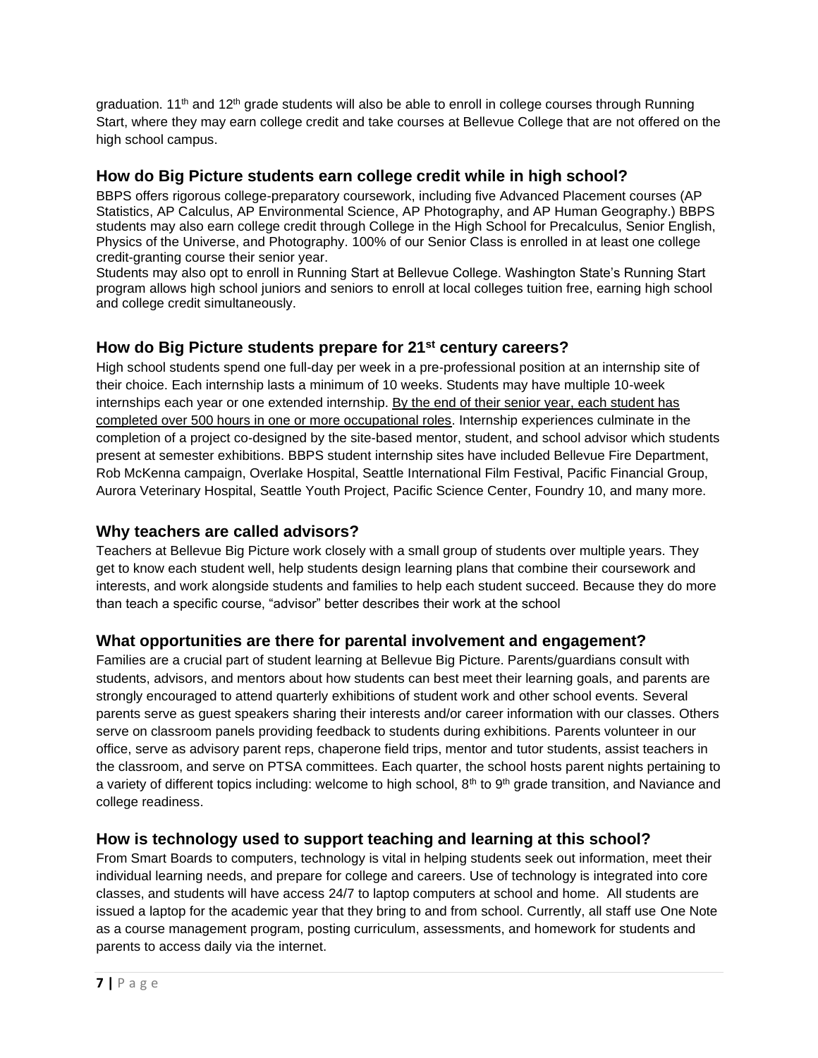graduation. 11th and 12th grade students will also be able to enroll in college courses through Running Start, where they may earn college credit and take courses at Bellevue College that are not offered on the high school campus.

## How do Big Picture students earn college credit while in high school?

BBPS offers rigorous college-preparatory coursework, including five Advanced Placement courses (AP Statistics, AP Calculus, AP Environmental Science, AP Photography, and AP Human Geography.) BBPS students may also earn college credit through College in the High School for Precalculus, Senior English, Physics of the Universe, and Photography. 100% of our Senior Class is enrolled in at least one college credit-granting course their senior year.

Students may also opt to enroll in Running Start at Bellevue College. Washington State's Running Start program allows high school juniors and seniors to enroll at local colleges tuition free, earning high school and college credit simultaneously.

## How do Big Picture students prepare for 21st century careers?

High school students spend one full-day per week in a pre-professional position at an internship site of their choice. Each internship lasts a minimum of 10 weeks. Students may have multiple 10-week internships each year or one extended internship. <u>By the end of their senior year, each student has completed over 500 hours in one or more occupational roles</u>. Internship experiences culminate in the completion of a project co-designed by the site-based mentor, student, and school advisor which students present at semester exhibitions. BBPS student internship sites have included Bellevue Fire Department, Rob McKenna campaign, Overlake Hospital, Seattle International Film Festival, Pacific Financial Group, Aurora Veterinary Hospital, Seattle Youth Project, Pacific Science Center, Foundry 10, and many more.

## Why teachers are called advisors?

Teachers at Bellevue Big Picture work closely with a small group of students over multiple years. They get to know each student well, help students design learning plans that combine their coursework and interests, and work alongside students and families to help each student succeed. Because they do more than teach a specific course, "advisor" better describes their work at the school

## What opportunities are there for parental involvement and engagement?

Families are a crucial part of student learning at Bellevue Big Picture. Parents/guardians consult with students, advisors, and mentors about how students can best meet their learning goals, and parents are strongly encouraged to attend quarterly exhibitions of student work and other school events. Several parents serve as guest speakers sharing their interests and/or career information with our classes. Others serve on classroom panels providing feedback to students during exhibitions. Parents volunteer in our office, serve as advisory parent reps, chaperone field trips, mentor and tutor students, assist teachers in the classroom, and serve on PTSA committees. Each quarter, the school hosts parent nights pertaining to a variety of different topics including: welcome to high school, 8th to 9th grade transition, and Naviance and college readiness.

## How is technology used to support teaching and learning at this school?

From Smart Boards to computers, technology is vital in helping students seek out information, meet their individual learning needs, and prepare for college and careers. Use of technology is integrated into core classes, and students will have access 24/7 to laptop computers at school and home. All students are issued a laptop for the academic year that they bring to and from school. Currently, all staff use One Note as a course management program, posting curriculum, assessments, and homework for students and parents to access daily via the internet.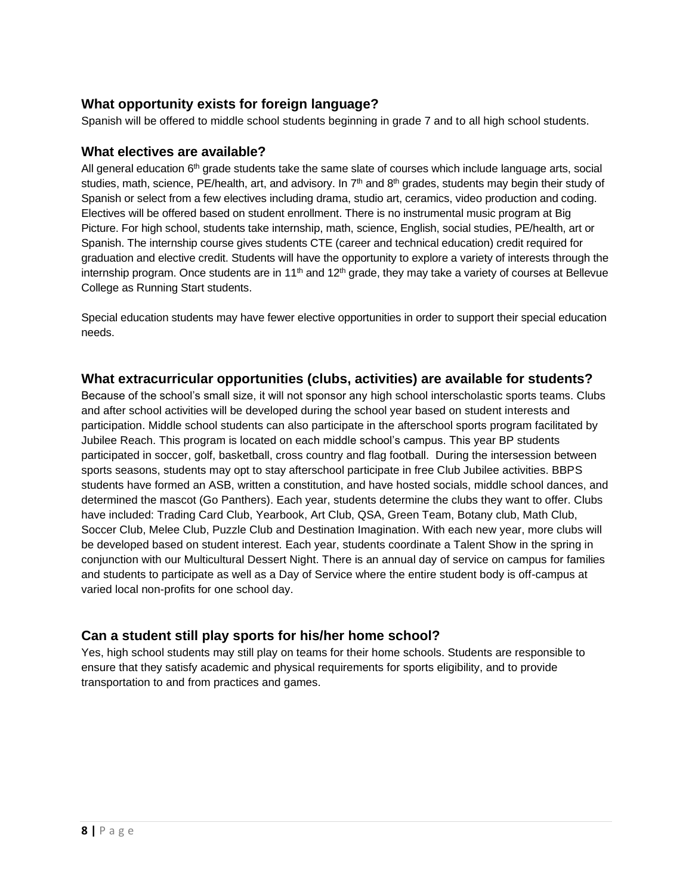## What opportunity exists for foreign language?

Spanish will be offered to middle school students beginning in grade 7 and to all high school students.

## What electives are available?

All general education 6th grade students take the same slate of courses which include language arts, social studies, math, science, PE/health, art, and advisory. In 7th and 8th grades, students may begin their study of Spanish or select from a few electives including drama, studio art, ceramics, video production and coding. Electives will be offered based on student enrollment. There is no instrumental music program at Big Picture. For high school, students take internship, math, science, English, social studies, PE/health, art or Spanish. The internship course gives students CTE (career and technical education) credit required for graduation and elective credit. Students will have the opportunity to explore a variety of interests through the internship program. Once students are in 11th and 12th grade, they may take a variety of courses at Bellevue College as Running Start students.

Special education students may have fewer elective opportunities in order to support their special education needs.

## What extracurricular opportunities (clubs, activities) are available for students?

Because of the school's small size, it will not sponsor any high school interscholastic sports teams. Clubs and after school activities will be developed during the school year based on student interests and participation. Middle school students can also participate in the afterschool sports program facilitated by Jubilee Reach. This program is located on each middle school's campus. This year BP students participated in soccer, golf, basketball, cross country and flag football. During the intersession between sports seasons, students may opt to stay afterschool participate in free Club Jubilee activities. BBPS students have formed an ASB, written a constitution, and have hosted socials, middle school dances, and determined the mascot (Go Panthers). Each year, students determine the clubs they want to offer. Clubs have included: Trading Card Club, Yearbook, Art Club, QSA, Green Team, Botany club, Math Club, Soccer Club, Melee Club, Puzzle Club and Destination Imagination. With each new year, more clubs will be developed based on student interest. Each year, students coordinate a Talent Show in the spring in conjunction with our Multicultural Dessert Night. There is an annual day of service on campus for families and students to participate as well as a Day of Service where the entire student body is off-campus at varied local non-profits for one school day.

## Can a student still play sports for his/her home school?

Yes, high school students may still play on teams for their home schools. Students are responsible to ensure that they satisfy academic and physical requirements for sports eligibility, and to provide transportation to and from practices and games.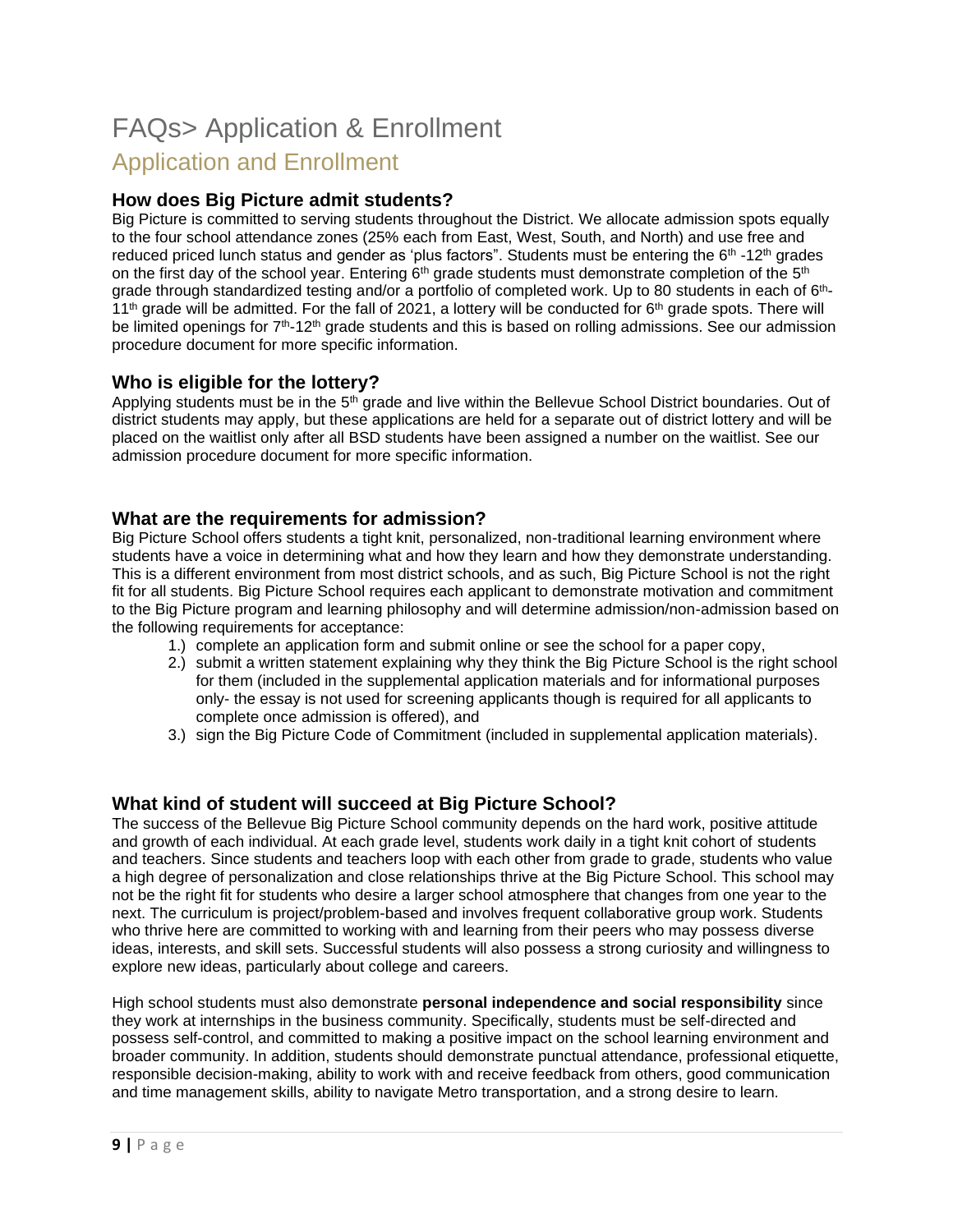# FAQs> Application & Enrollment

## Application and Enrollment

### How does Big Picture admit students?

Big Picture is committed to serving students throughout the District. We allocate admission spots equally to the four school attendance zones (25% each from East, West, South, and North) and use free and reduced priced lunch status and gender as 'plus factors". Students must be entering the 6th -12th grades on the first day of the school year. Entering 6th grade students must demonstrate completion of the 5th grade through standardized testing and/or a portfolio of completed work. Up to 80 students in each of 6th-11th grade will be admitted. For the fall of 2021, a lottery will be conducted for 6th grade spots. There will be limited openings for 7th-12th grade students and this is based on rolling admissions. See our admission procedure document for more specific information.

### Who is eligible for the lottery?

Applying students must be in the 5th grade and live within the Bellevue School District boundaries. Out of district students may apply, but these applications are held for a separate out of district lottery and will be placed on the waitlist only after all BSD students have been assigned a number on the waitlist. See our admission procedure document for more specific information.

### What are the requirements for admission?

Big Picture School offers students a tight knit, personalized, non-traditional learning environment where students have a voice in determining what and how they learn and how they demonstrate understanding. This is a different environment from most district schools, and as such, Big Picture School is not the right fit for all students. Big Picture School requires each applicant to demonstrate motivation and commitment to the Big Picture program and learning philosophy and will determine admission/non-admission based on the following requirements for acceptance:

1.) complete an application form and submit online or see the school for a paper copy,
2.) submit a written statement explaining why they think the Big Picture School is the right school for them (included in the supplemental application materials and for informational purposes only- the essay is not used for screening applicants though is required for all applicants to complete once admission is offered), and
3.) sign the Big Picture Code of Commitment (included in supplemental application materials).

### What kind of student will succeed at Big Picture School?

The success of the Bellevue Big Picture School community depends on the hard work, positive attitude and growth of each individual. At each grade level, students work daily in a tight knit cohort of students and teachers. Since students and teachers loop with each other from grade to grade, students who value a high degree of personalization and close relationships thrive at the Big Picture School. This school may not be the right fit for students who desire a larger school atmosphere that changes from one year to the next. The curriculum is project/problem-based and involves frequent collaborative group work. Students who thrive here are committed to working with and learning from their peers who may possess diverse ideas, interests, and skill sets. Successful students will also possess a strong curiosity and willingness to explore new ideas, particularly about college and careers.

High school students must also demonstrate **personal independence and social responsibility** since they work at internships in the business community. Specifically, students must be self-directed and possess self-control, and committed to making a positive impact on the school learning environment and broader community. In addition, students should demonstrate punctual attendance, professional etiquette, responsible decision-making, ability to work with and receive feedback from others, good communication and time management skills, ability to navigate Metro transportation, and a strong desire to learn.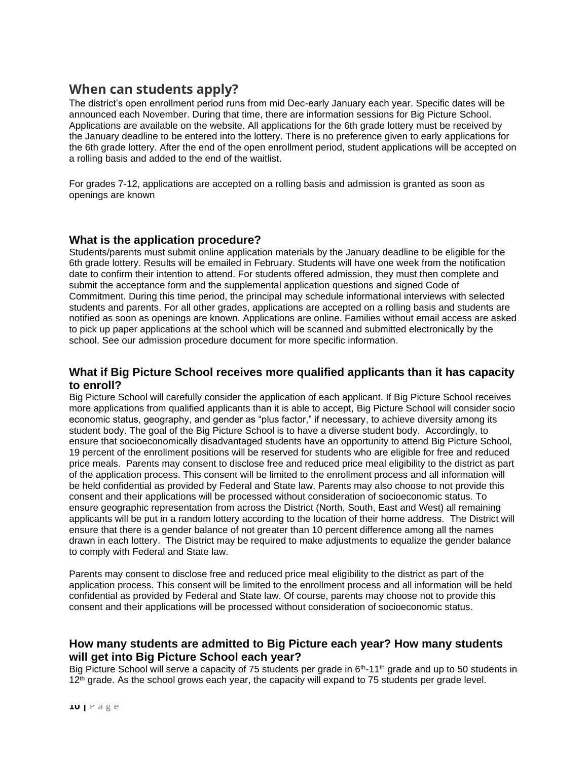## When can students apply?

The district's open enrollment period runs from mid Dec-early January each year. Specific dates will be announced each November. During that time, there are information sessions for Big Picture School. Applications are available on the website. All applications for the 6th grade lottery must be received by the January deadline to be entered into the lottery. There is no preference given to early applications for the 6th grade lottery. After the end of the open enrollment period, student applications will be accepted on a rolling basis and added to the end of the waitlist.

For grades 7-12, applications are accepted on a rolling basis and admission is granted as soon as openings are known

### What is the application procedure?

Students/parents must submit online application materials by the January deadline to be eligible for the 6th grade lottery. Results will be emailed in February. Students will have one week from the notification date to confirm their intention to attend. For students offered admission, they must then complete and submit the acceptance form and the supplemental application questions and signed Code of Commitment. During this time period, the principal may schedule informational interviews with selected students and parents. For all other grades, applications are accepted on a rolling basis and students are notified as soon as openings are known. Applications are online. Families without email access are asked to pick up paper applications at the school which will be scanned and submitted electronically by the school. See our admission procedure document for more specific information.

### What if Big Picture School receives more qualified applicants than it has capacity to enroll?

Big Picture School will carefully consider the application of each applicant. If Big Picture School receives more applications from qualified applicants than it is able to accept, Big Picture School will consider socio economic status, geography, and gender as "plus factor," if necessary, to achieve diversity among its student body. The goal of the Big Picture School is to have a diverse student body. Accordingly, to ensure that socioeconomically disadvantaged students have an opportunity to attend Big Picture School, 19 percent of the enrollment positions will be reserved for students who are eligible for free and reduced price meals. Parents may consent to disclose free and reduced price meal eligibility to the district as part of the application process. This consent will be limited to the enrollment process and all information will be held confidential as provided by Federal and State law. Parents may also choose to not provide this consent and their applications will be processed without consideration of socioeconomic status. To ensure geographic representation from across the District (North, South, East and West) all remaining applicants will be put in a random lottery according to the location of their home address. The District will ensure that there is a gender balance of not greater than 10 percent difference among all the names drawn in each lottery. The District may be required to make adjustments to equalize the gender balance to comply with Federal and State law.

Parents may consent to disclose free and reduced price meal eligibility to the district as part of the application process. This consent will be limited to the enrollment process and all information will be held confidential as provided by Federal and State law. Of course, parents may choose not to provide this consent and their applications will be processed without consideration of socioeconomic status.

### How many students are admitted to Big Picture each year? How many students will get into Big Picture School each year?

Big Picture School will serve a capacity of 75 students per grade in 6th-11th grade and up to 50 students in 12th grade. As the school grows each year, the capacity will expand to 75 students per grade level.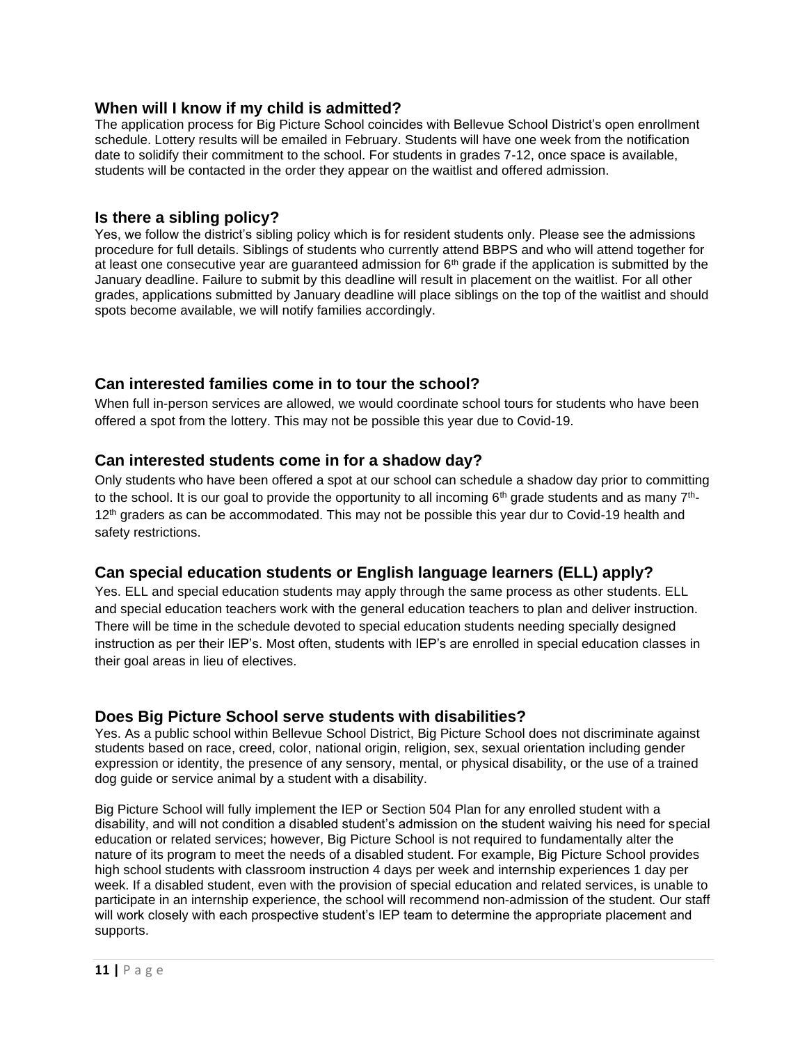## When will I know if my child is admitted?

The application process for Big Picture School coincides with Bellevue School District's open enrollment schedule. Lottery results will be emailed in February. Students will have one week from the notification date to solidify their commitment to the school. For students in grades 7-12, once space is available, students will be contacted in the order they appear on the waitlist and offered admission.

## Is there a sibling policy?

Yes, we follow the district's sibling policy which is for resident students only. Please see the admissions procedure for full details. Siblings of students who currently attend BBPS and who will attend together for at least one consecutive year are guaranteed admission for 6th grade if the application is submitted by the January deadline. Failure to submit by this deadline will result in placement on the waitlist. For all other grades, applications submitted by January deadline will place siblings on the top of the waitlist and should spots become available, we will notify families accordingly.

## Can interested families come in to tour the school?

When full in-person services are allowed, we would coordinate school tours for students who have been offered a spot from the lottery. This may not be possible this year due to Covid-19.

## Can interested students come in for a shadow day?

Only students who have been offered a spot at our school can schedule a shadow day prior to committing to the school. It is our goal to provide the opportunity to all incoming 6th grade students and as many 7th-12th graders as can be accommodated. This may not be possible this year dur to Covid-19 health and safety restrictions.

## Can special education students or English language learners (ELL) apply?

Yes. ELL and special education students may apply through the same process as other students. ELL and special education teachers work with the general education teachers to plan and deliver instruction. There will be time in the schedule devoted to special education students needing specially designed instruction as per their IEP's. Most often, students with IEP's are enrolled in special education classes in their goal areas in lieu of electives.

## Does Big Picture School serve students with disabilities?

Yes. As a public school within Bellevue School District, Big Picture School does not discriminate against students based on race, creed, color, national origin, religion, sex, sexual orientation including gender expression or identity, the presence of any sensory, mental, or physical disability, or the use of a trained dog guide or service animal by a student with a disability.

Big Picture School will fully implement the IEP or Section 504 Plan for any enrolled student with a disability, and will not condition a disabled student's admission on the student waiving his need for special education or related services; however, Big Picture School is not required to fundamentally alter the nature of its program to meet the needs of a disabled student. For example, Big Picture School provides high school students with classroom instruction 4 days per week and internship experiences 1 day per week. If a disabled student, even with the provision of special education and related services, is unable to participate in an internship experience, the school will recommend non-admission of the student. Our staff will work closely with each prospective student's IEP team to determine the appropriate placement and supports.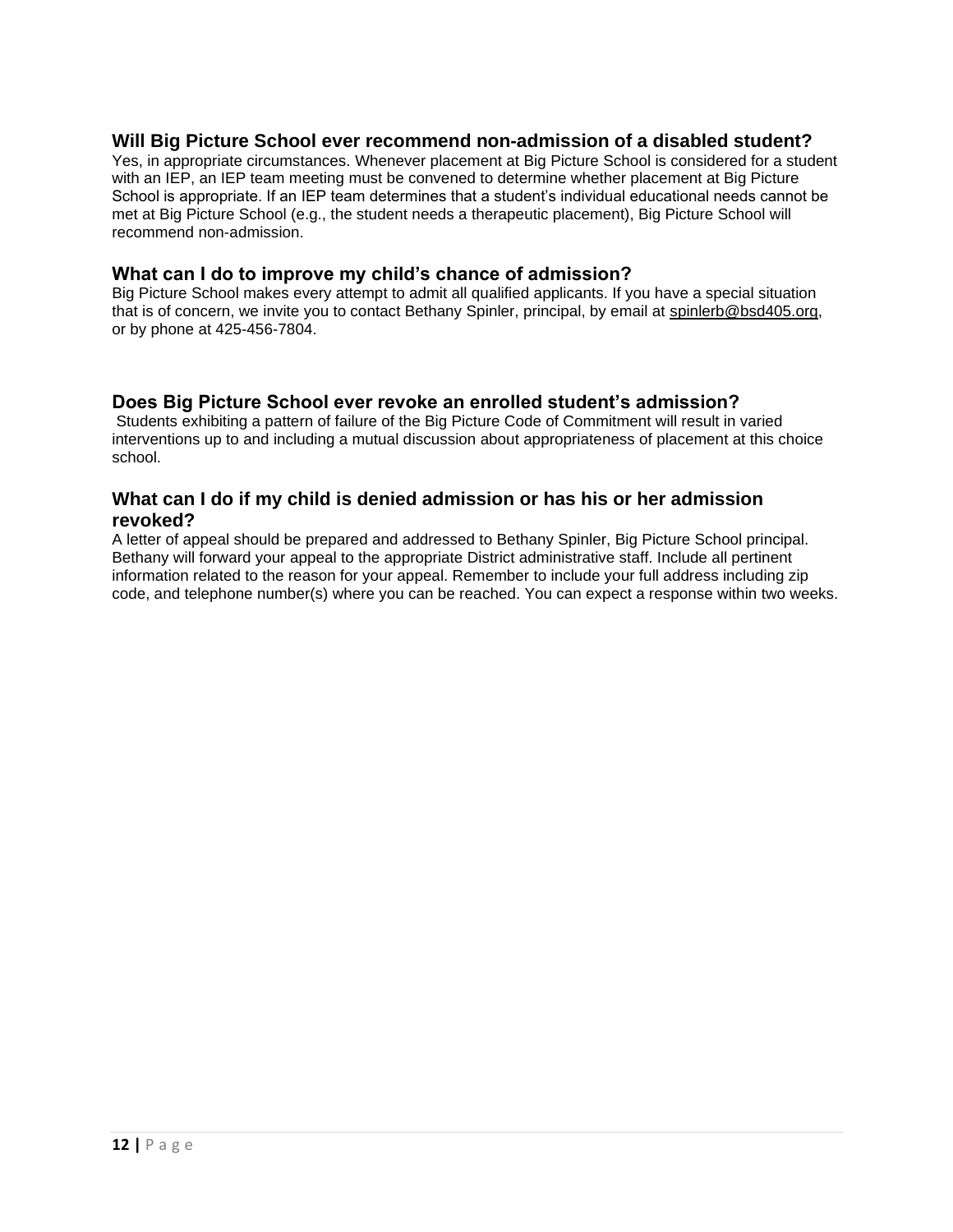### Will Big Picture School ever recommend non-admission of a disabled student?

Yes, in appropriate circumstances. Whenever placement at Big Picture School is considered for a student with an IEP, an IEP team meeting must be convened to determine whether placement at Big Picture School is appropriate. If an IEP team determines that a student's individual educational needs cannot be met at Big Picture School (e.g., the student needs a therapeutic placement), Big Picture School will recommend non-admission.

### What can I do to improve my child's chance of admission?

Big Picture School makes every attempt to admit all qualified applicants. If you have a special situation that is of concern, we invite you to contact Bethany Spinler, principal, by email at spinlerb@bsd405.org, or by phone at 425-456-7804.

### Does Big Picture School ever revoke an enrolled student's admission?

Students exhibiting a pattern of failure of the Big Picture Code of Commitment will result in varied interventions up to and including a mutual discussion about appropriateness of placement at this choice school.

### What can I do if my child is denied admission or has his or her admission revoked?

A letter of appeal should be prepared and addressed to Bethany Spinler, Big Picture School principal. Bethany will forward your appeal to the appropriate District administrative staff. Include all pertinent information related to the reason for your appeal. Remember to include your full address including zip code, and telephone number(s) where you can be reached. You can expect a response within two weeks.